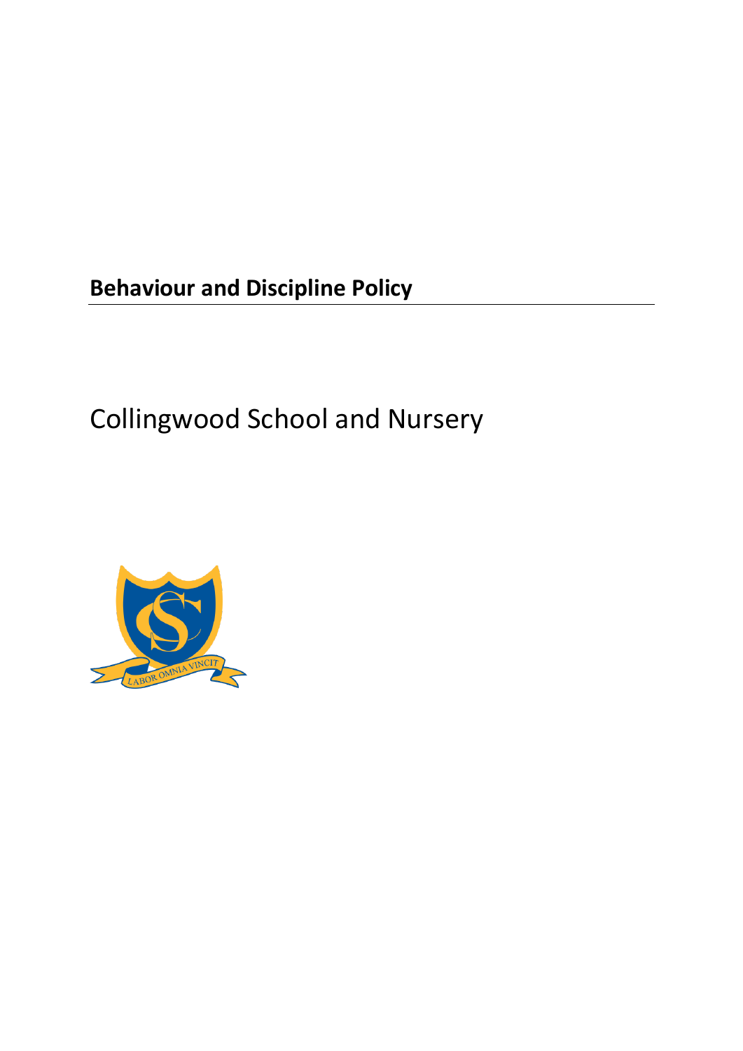# Behaviour and Discipline Policy

Collingwood School and Nursery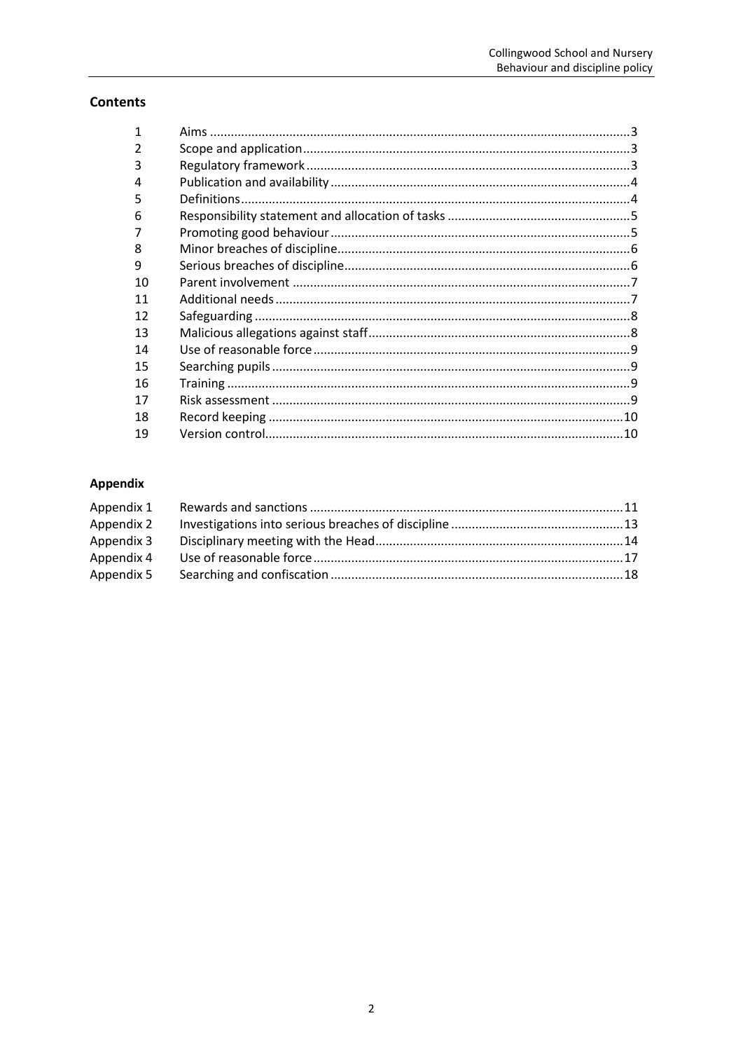## Contents

| | | |
|---|---|---|
| 1 | Aims | 3 |
| 2 | Scope and application | 3 |
| 3 | Regulatory framework | 3 |
| 4 | Publication and availability | 4 |
| 5 | Definitions | 4 |
| 6 | Responsibility statement and allocation of tasks | 5 |
| 7 | Promoting good behaviour | 5 |
| 8 | Minor breaches of discipline | 6 |
| 9 | Serious breaches of discipline | 6 |
| 10 | Parent involvement | 7 |
| 11 | Additional needs | 7 |
| 12 | Safeguarding | 8 |
| 13 | Malicious allegations against staff | 8 |
| 14 | Use of reasonable force | 9 |
| 15 | Searching pupils | 9 |
| 16 | Training | 9 |
| 17 | Risk assessment | 9 |
| 18 | Record keeping | 10 |
| 19 | Version control | 10 |

## Appendix

| | | |
|---|---|---|
| Appendix 1 | Rewards and sanctions | 11 |
| Appendix 2 | Investigations into serious breaches of discipline | 13 |
| Appendix 3 | Disciplinary meeting with the Head | 14 |
| Appendix 4 | Use of reasonable force | 17 |
| Appendix 5 | Searching and confiscation | 18 |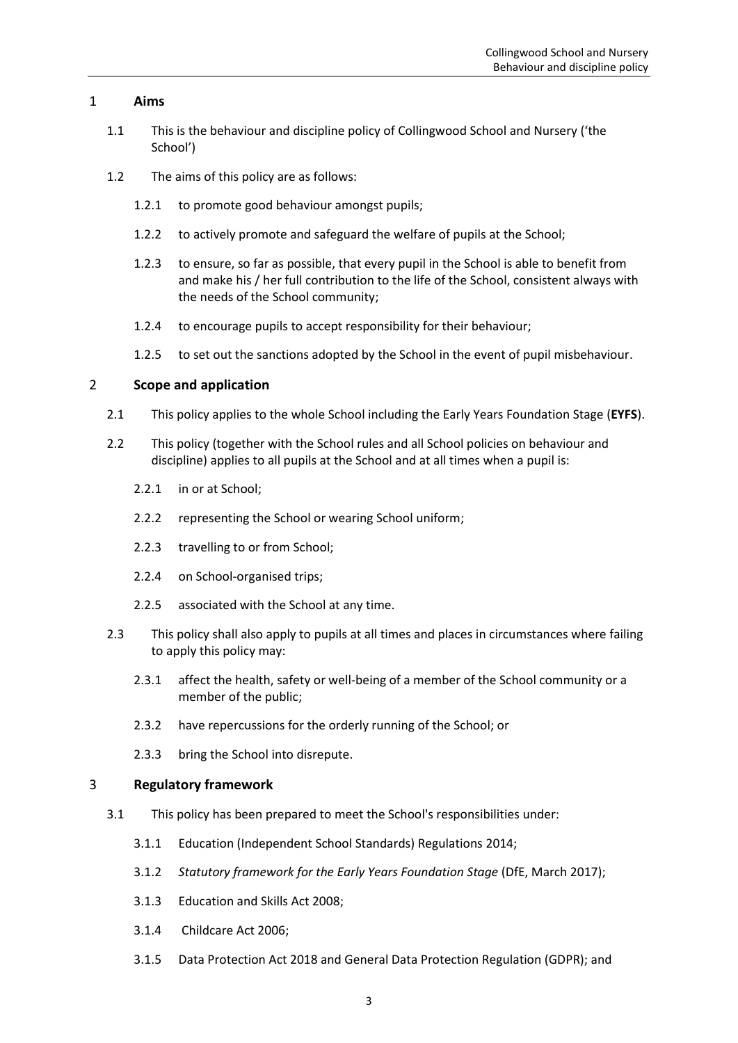## 1 Aims

1.1 This is the behaviour and discipline policy of Collingwood School and Nursery ('the School')

1.2 The aims of this policy are as follows:

1.2.1 to promote good behaviour amongst pupils;

1.2.2 to actively promote and safeguard the welfare of pupils at the School;

1.2.3 to ensure, so far as possible, that every pupil in the School is able to benefit from and make his / her full contribution to the life of the School, consistent always with the needs of the School community;

1.2.4 to encourage pupils to accept responsibility for their behaviour;

1.2.5 to set out the sanctions adopted by the School in the event of pupil misbehaviour.

## 2 Scope and application

2.1 This policy applies to the whole School including the Early Years Foundation Stage (**EYFS**).

2.2 This policy (together with the School rules and all School policies on behaviour and discipline) applies to all pupils at the School and at all times when a pupil is:

2.2.1 in or at School;

2.2.2 representing the School or wearing School uniform;

2.2.3 travelling to or from School;

2.2.4 on School-organised trips;

2.2.5 associated with the School at any time.

2.3 This policy shall also apply to pupils at all times and places in circumstances where failing to apply this policy may:

2.3.1 affect the health, safety or well-being of a member of the School community or a member of the public;

2.3.2 have repercussions for the orderly running of the School; or

2.3.3 bring the School into disrepute.

## 3 Regulatory framework

3.1 This policy has been prepared to meet the School's responsibilities under:

3.1.1 Education (Independent School Standards) Regulations 2014;

3.1.2 *Statutory framework for the Early Years Foundation Stage* (DfE, March 2017);

3.1.3 Education and Skills Act 2008;

3.1.4 Childcare Act 2006;

3.1.5 Data Protection Act 2018 and General Data Protection Regulation (GDPR); and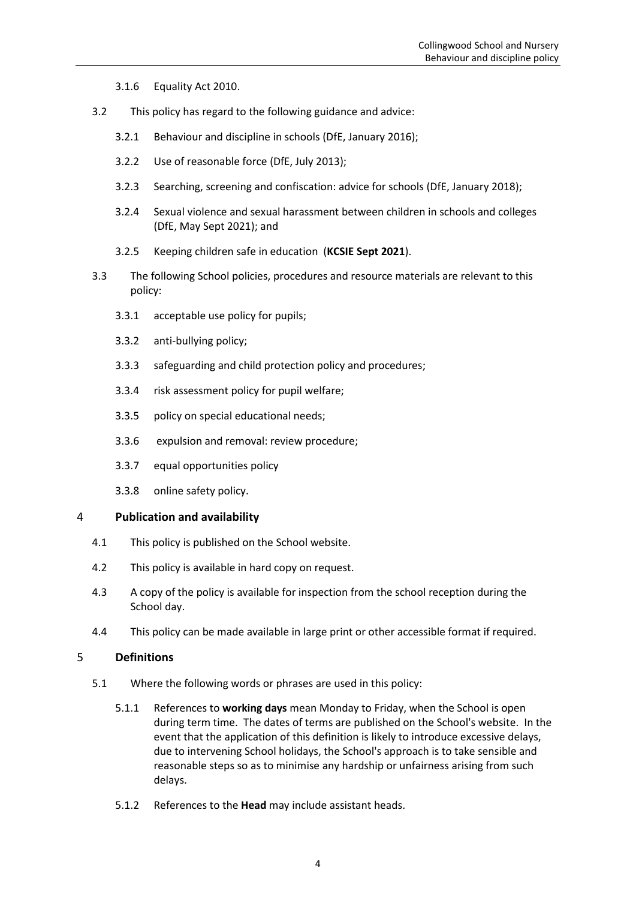3.1.6 Equality Act 2010.

3.2 This policy has regard to the following guidance and advice:

3.2.1 Behaviour and discipline in schools (DfE, January 2016);

3.2.2 Use of reasonable force (DfE, July 2013);

3.2.3 Searching, screening and confiscation: advice for schools (DfE, January 2018);

3.2.4 Sexual violence and sexual harassment between children in schools and colleges (DfE, May Sept 2021); and

3.2.5 Keeping children safe in education (**KCSIE Sept 2021**).

3.3 The following School policies, procedures and resource materials are relevant to this policy:

3.3.1 acceptable use policy for pupils;

3.3.2 anti-bullying policy;

3.3.3 safeguarding and child protection policy and procedures;

3.3.4 risk assessment policy for pupil welfare;

3.3.5 policy on special educational needs;

3.3.6 expulsion and removal: review procedure;

3.3.7 equal opportunities policy

3.3.8 online safety policy.

## 4 Publication and availability

4.1 This policy is published on the School website.

4.2 This policy is available in hard copy on request.

4.3 A copy of the policy is available for inspection from the school reception during the School day.

4.4 This policy can be made available in large print or other accessible format if required.

## 5 Definitions

5.1 Where the following words or phrases are used in this policy:

5.1.1 References to **working days** mean Monday to Friday, when the School is open during term time. The dates of terms are published on the School's website. In the event that the application of this definition is likely to introduce excessive delays, due to intervening School holidays, the School's approach is to take sensible and reasonable steps so as to minimise any hardship or unfairness arising from such delays.

5.1.2 References to the **Head** may include assistant heads.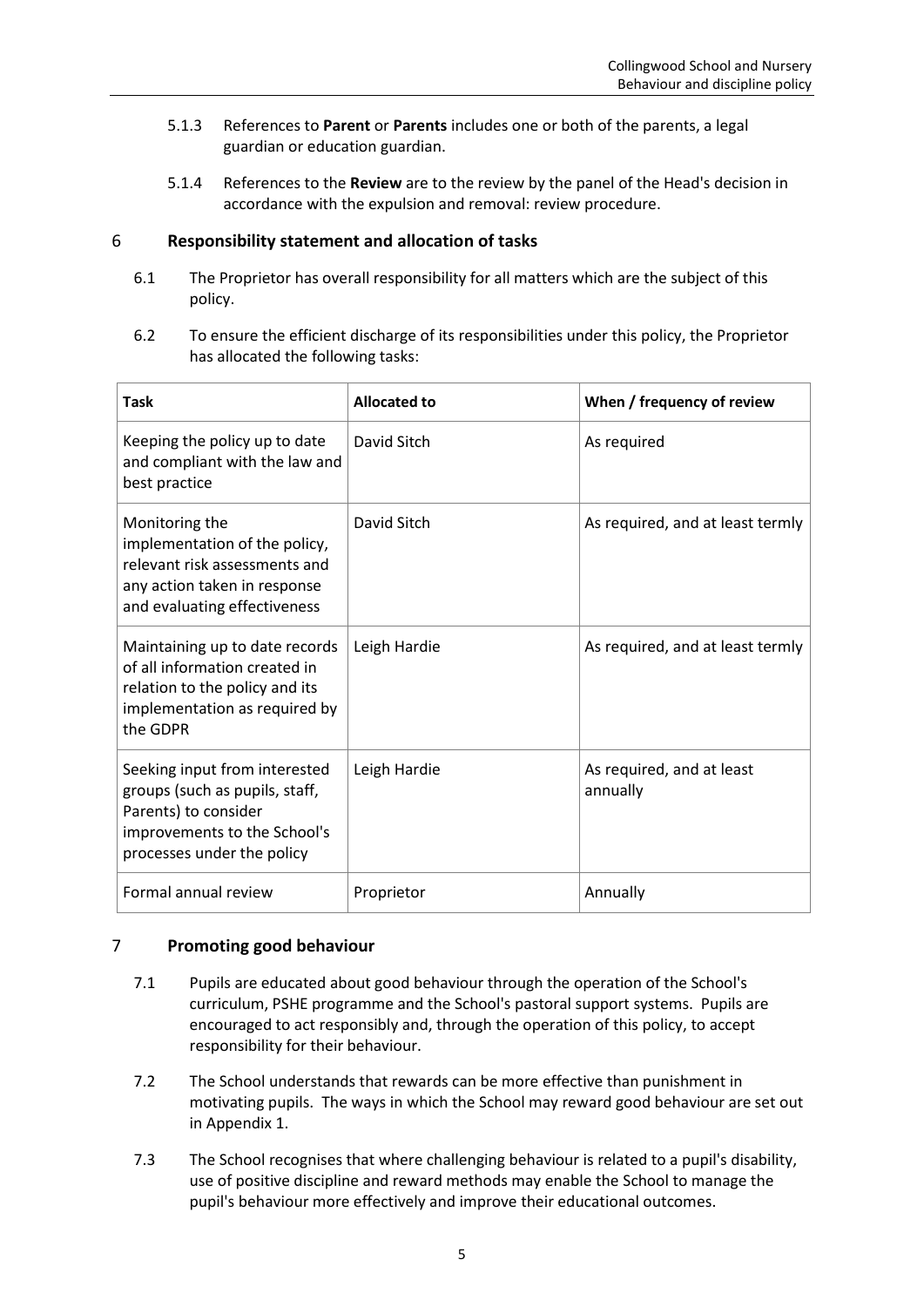5.1.3 References to **Parent** or **Parents** includes one or both of the parents, a legal guardian or education guardian.

5.1.4 References to the **Review** are to the review by the panel of the Head's decision in accordance with the expulsion and removal: review procedure.

## 6 Responsibility statement and allocation of tasks

6.1 The Proprietor has overall responsibility for all matters which are the subject of this policy.

6.2 To ensure the efficient discharge of its responsibilities under this policy, the Proprietor has allocated the following tasks:

| Task | Allocated to | When / frequency of review |
|---|---|---|
| Keeping the policy up to date and compliant with the law and best practice | David Sitch | As required |
| Monitoring the implementation of the policy, relevant risk assessments and any action taken in response and evaluating effectiveness | David Sitch | As required, and at least termly |
| Maintaining up to date records of all information created in relation to the policy and its implementation as required by the GDPR | Leigh Hardie | As required, and at least termly |
| Seeking input from interested groups (such as pupils, staff, Parents) to consider improvements to the School's processes under the policy | Leigh Hardie | As required, and at least annually |
| Formal annual review | Proprietor | Annually |

## 7 Promoting good behaviour

7.1 Pupils are educated about good behaviour through the operation of the School's curriculum, PSHE programme and the School's pastoral support systems. Pupils are encouraged to act responsibly and, through the operation of this policy, to accept responsibility for their behaviour.

7.2 The School understands that rewards can be more effective than punishment in motivating pupils. The ways in which the School may reward good behaviour are set out in Appendix 1.

7.3 The School recognises that where challenging behaviour is related to a pupil's disability, use of positive discipline and reward methods may enable the School to manage the pupil's behaviour more effectively and improve their educational outcomes.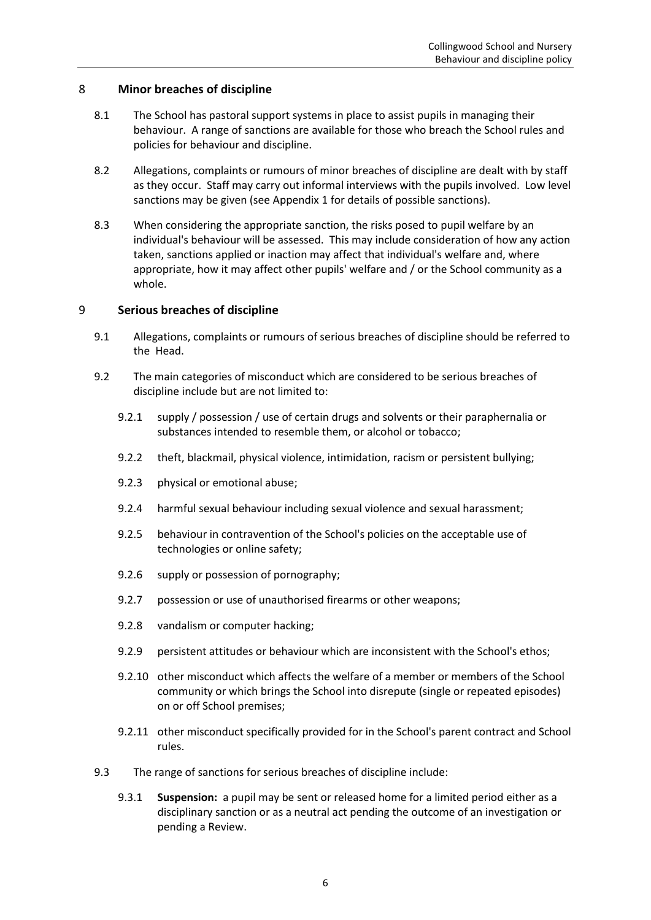## 8 Minor breaches of discipline

8.1 The School has pastoral support systems in place to assist pupils in managing their behaviour. A range of sanctions are available for those who breach the School rules and policies for behaviour and discipline.

8.2 Allegations, complaints or rumours of minor breaches of discipline are dealt with by staff as they occur. Staff may carry out informal interviews with the pupils involved. Low level sanctions may be given (see Appendix 1 for details of possible sanctions).

8.3 When considering the appropriate sanction, the risks posed to pupil welfare by an individual's behaviour will be assessed. This may include consideration of how any action taken, sanctions applied or inaction may affect that individual's welfare and, where appropriate, how it may affect other pupils' welfare and / or the School community as a whole.

## 9 Serious breaches of discipline

9.1 Allegations, complaints or rumours of serious breaches of discipline should be referred to the Head.

9.2 The main categories of misconduct which are considered to be serious breaches of discipline include but are not limited to:

9.2.1 supply / possession / use of certain drugs and solvents or their paraphernalia or substances intended to resemble them, or alcohol or tobacco;

9.2.2 theft, blackmail, physical violence, intimidation, racism or persistent bullying;

9.2.3 physical or emotional abuse;

9.2.4 harmful sexual behaviour including sexual violence and sexual harassment;

9.2.5 behaviour in contravention of the School's policies on the acceptable use of technologies or online safety;

9.2.6 supply or possession of pornography;

9.2.7 possession or use of unauthorised firearms or other weapons;

9.2.8 vandalism or computer hacking;

9.2.9 persistent attitudes or behaviour which are inconsistent with the School's ethos;

9.2.10 other misconduct which affects the welfare of a member or members of the School community or which brings the School into disrepute (single or repeated episodes) on or off School premises;

9.2.11 other misconduct specifically provided for in the School's parent contract and School rules.

9.3 The range of sanctions for serious breaches of discipline include:

9.3.1 **Suspension:** a pupil may be sent or released home for a limited period either as a disciplinary sanction or as a neutral act pending the outcome of an investigation or pending a Review.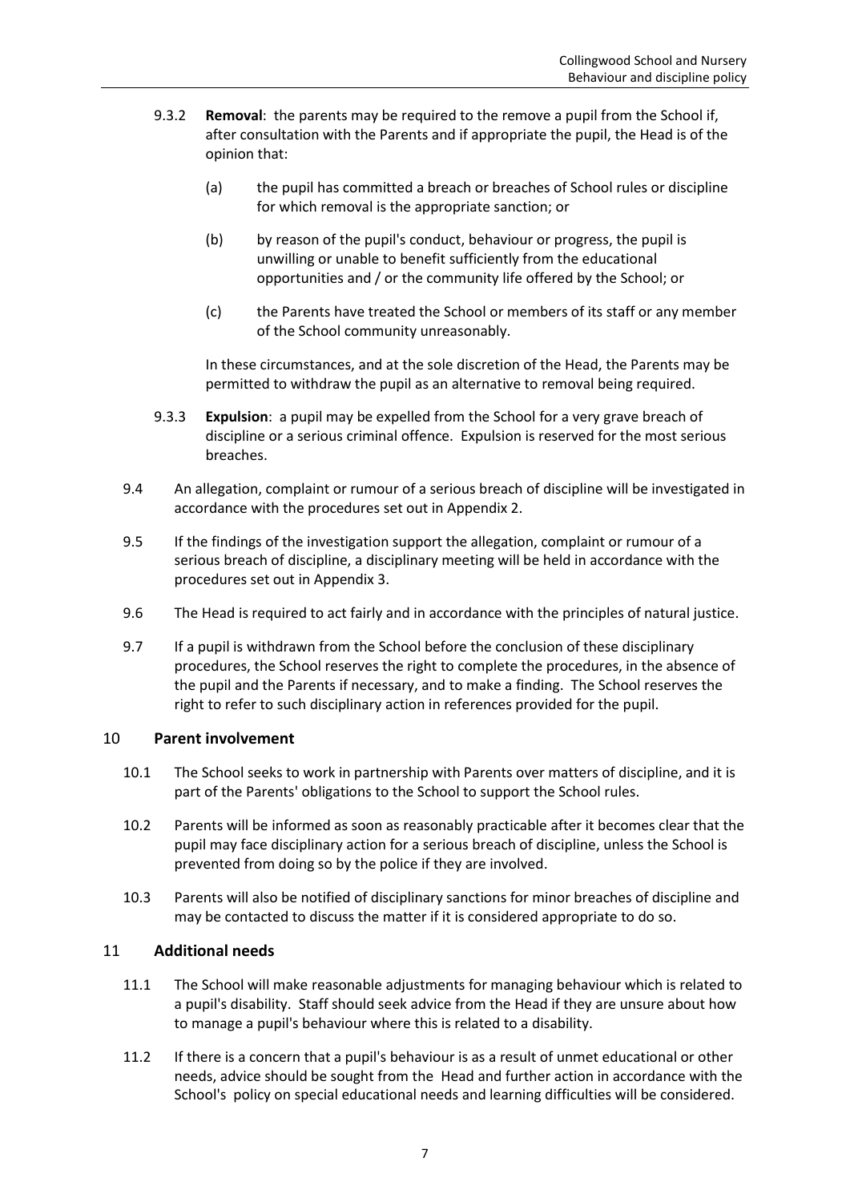9.3.2 **Removal**: the parents may be required to the remove a pupil from the School if, after consultation with the Parents and if appropriate the pupil, the Head is of the opinion that:

(a) the pupil has committed a breach or breaches of School rules or discipline for which removal is the appropriate sanction; or

(b) by reason of the pupil's conduct, behaviour or progress, the pupil is unwilling or unable to benefit sufficiently from the educational opportunities and / or the community life offered by the School; or

(c) the Parents have treated the School or members of its staff or any member of the School community unreasonably.

In these circumstances, and at the sole discretion of the Head, the Parents may be permitted to withdraw the pupil as an alternative to removal being required.

9.3.3 **Expulsion**: a pupil may be expelled from the School for a very grave breach of discipline or a serious criminal offence. Expulsion is reserved for the most serious breaches.

9.4 An allegation, complaint or rumour of a serious breach of discipline will be investigated in accordance with the procedures set out in Appendix 2.

9.5 If the findings of the investigation support the allegation, complaint or rumour of a serious breach of discipline, a disciplinary meeting will be held in accordance with the procedures set out in Appendix 3.

9.6 The Head is required to act fairly and in accordance with the principles of natural justice.

9.7 If a pupil is withdrawn from the School before the conclusion of these disciplinary procedures, the School reserves the right to complete the procedures, in the absence of the pupil and the Parents if necessary, and to make a finding. The School reserves the right to refer to such disciplinary action in references provided for the pupil.

## 10 Parent involvement

10.1 The School seeks to work in partnership with Parents over matters of discipline, and it is part of the Parents' obligations to the School to support the School rules.

10.2 Parents will be informed as soon as reasonably practicable after it becomes clear that the pupil may face disciplinary action for a serious breach of discipline, unless the School is prevented from doing so by the police if they are involved.

10.3 Parents will also be notified of disciplinary sanctions for minor breaches of discipline and may be contacted to discuss the matter if it is considered appropriate to do so.

## 11 Additional needs

11.1 The School will make reasonable adjustments for managing behaviour which is related to a pupil's disability. Staff should seek advice from the Head if they are unsure about how to manage a pupil's behaviour where this is related to a disability.

11.2 If there is a concern that a pupil's behaviour is as a result of unmet educational or other needs, advice should be sought from the Head and further action in accordance with the School's policy on special educational needs and learning difficulties will be considered.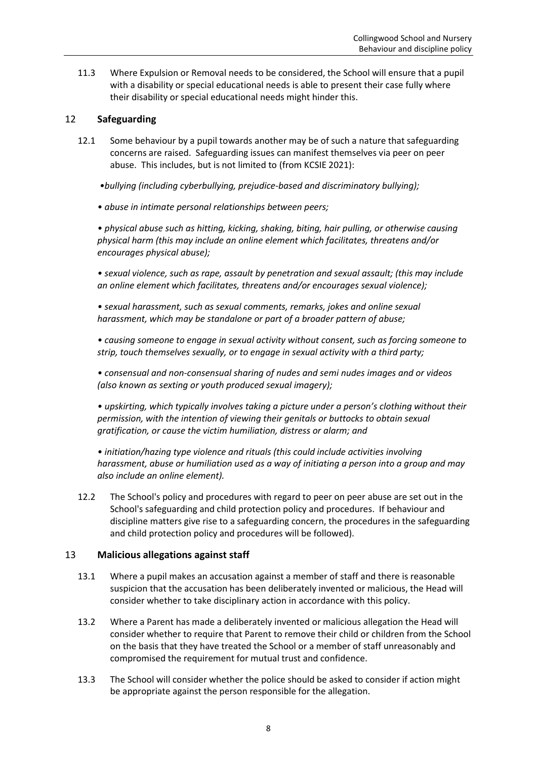11.3 Where Expulsion or Removal needs to be considered, the School will ensure that a pupil with a disability or special educational needs is able to present their case fully where their disability or special educational needs might hinder this.

## 12 Safeguarding

12.1 Some behaviour by a pupil towards another may be of such a nature that safeguarding concerns are raised. Safeguarding issues can manifest themselves via peer on peer abuse. This includes, but is not limited to (from KCSIE 2021):

- *bullying (including cyberbullying, prejudice-based and discriminatory bullying);*
- *abuse in intimate personal relationships between peers;*
- *physical abuse such as hitting, kicking, shaking, biting, hair pulling, or otherwise causing physical harm (this may include an online element which facilitates, threatens and/or encourages physical abuse);*
- *sexual violence, such as rape, assault by penetration and sexual assault; (this may include an online element which facilitates, threatens and/or encourages sexual violence);*
- *sexual harassment, such as sexual comments, remarks, jokes and online sexual harassment, which may be standalone or part of a broader pattern of abuse;*
- *causing someone to engage in sexual activity without consent, such as forcing someone to strip, touch themselves sexually, or to engage in sexual activity with a third party;*
- *consensual and non-consensual sharing of nudes and semi nudes images and or videos (also known as sexting or youth produced sexual imagery);*
- *upskirting, which typically involves taking a picture under a person's clothing without their permission, with the intention of viewing their genitals or buttocks to obtain sexual gratification, or cause the victim humiliation, distress or alarm; and*
- *initiation/hazing type violence and rituals (this could include activities involving harassment, abuse or humiliation used as a way of initiating a person into a group and may also include an online element).*

12.2 The School's policy and procedures with regard to peer on peer abuse are set out in the School's safeguarding and child protection policy and procedures. If behaviour and discipline matters give rise to a safeguarding concern, the procedures in the safeguarding and child protection policy and procedures will be followed).

## 13 Malicious allegations against staff

13.1 Where a pupil makes an accusation against a member of staff and there is reasonable suspicion that the accusation has been deliberately invented or malicious, the Head will consider whether to take disciplinary action in accordance with this policy.

13.2 Where a Parent has made a deliberately invented or malicious allegation the Head will consider whether to require that Parent to remove their child or children from the School on the basis that they have treated the School or a member of staff unreasonably and compromised the requirement for mutual trust and confidence.

13.3 The School will consider whether the police should be asked to consider if action might be appropriate against the person responsible for the allegation.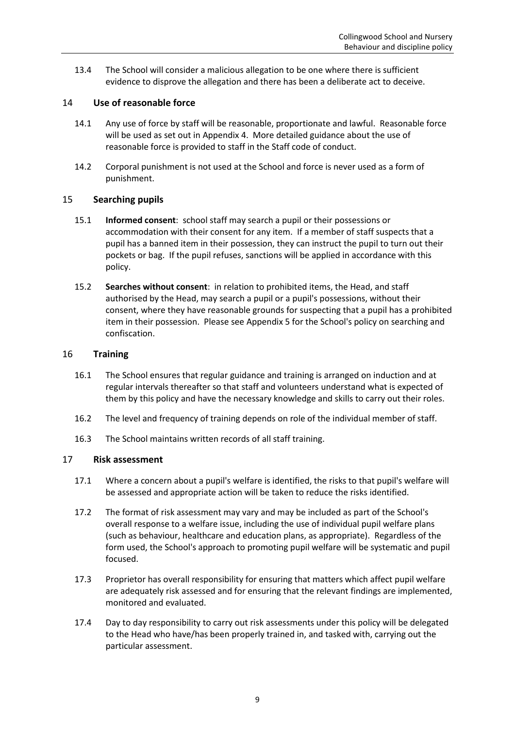13.4 The School will consider a malicious allegation to be one where there is sufficient evidence to disprove the allegation and there has been a deliberate act to deceive.

## 14 Use of reasonable force

14.1 Any use of force by staff will be reasonable, proportionate and lawful. Reasonable force will be used as set out in Appendix 4. More detailed guidance about the use of reasonable force is provided to staff in the Staff code of conduct.

14.2 Corporal punishment is not used at the School and force is never used as a form of punishment.

## 15 Searching pupils

15.1 **Informed consent**: school staff may search a pupil or their possessions or accommodation with their consent for any item. If a member of staff suspects that a pupil has a banned item in their possession, they can instruct the pupil to turn out their pockets or bag. If the pupil refuses, sanctions will be applied in accordance with this policy.

15.2 **Searches without consent**: in relation to prohibited items, the Head, and staff authorised by the Head, may search a pupil or a pupil's possessions, without their consent, where they have reasonable grounds for suspecting that a pupil has a prohibited item in their possession. Please see Appendix 5 for the School's policy on searching and confiscation.

## 16 Training

16.1 The School ensures that regular guidance and training is arranged on induction and at regular intervals thereafter so that staff and volunteers understand what is expected of them by this policy and have the necessary knowledge and skills to carry out their roles.

16.2 The level and frequency of training depends on role of the individual member of staff.

16.3 The School maintains written records of all staff training.

## 17 Risk assessment

17.1 Where a concern about a pupil's welfare is identified, the risks to that pupil's welfare will be assessed and appropriate action will be taken to reduce the risks identified.

17.2 The format of risk assessment may vary and may be included as part of the School's overall response to a welfare issue, including the use of individual pupil welfare plans (such as behaviour, healthcare and education plans, as appropriate). Regardless of the form used, the School's approach to promoting pupil welfare will be systematic and pupil focused.

17.3 Proprietor has overall responsibility for ensuring that matters which affect pupil welfare are adequately risk assessed and for ensuring that the relevant findings are implemented, monitored and evaluated.

17.4 Day to day responsibility to carry out risk assessments under this policy will be delegated to the Head who have/has been properly trained in, and tasked with, carrying out the particular assessment.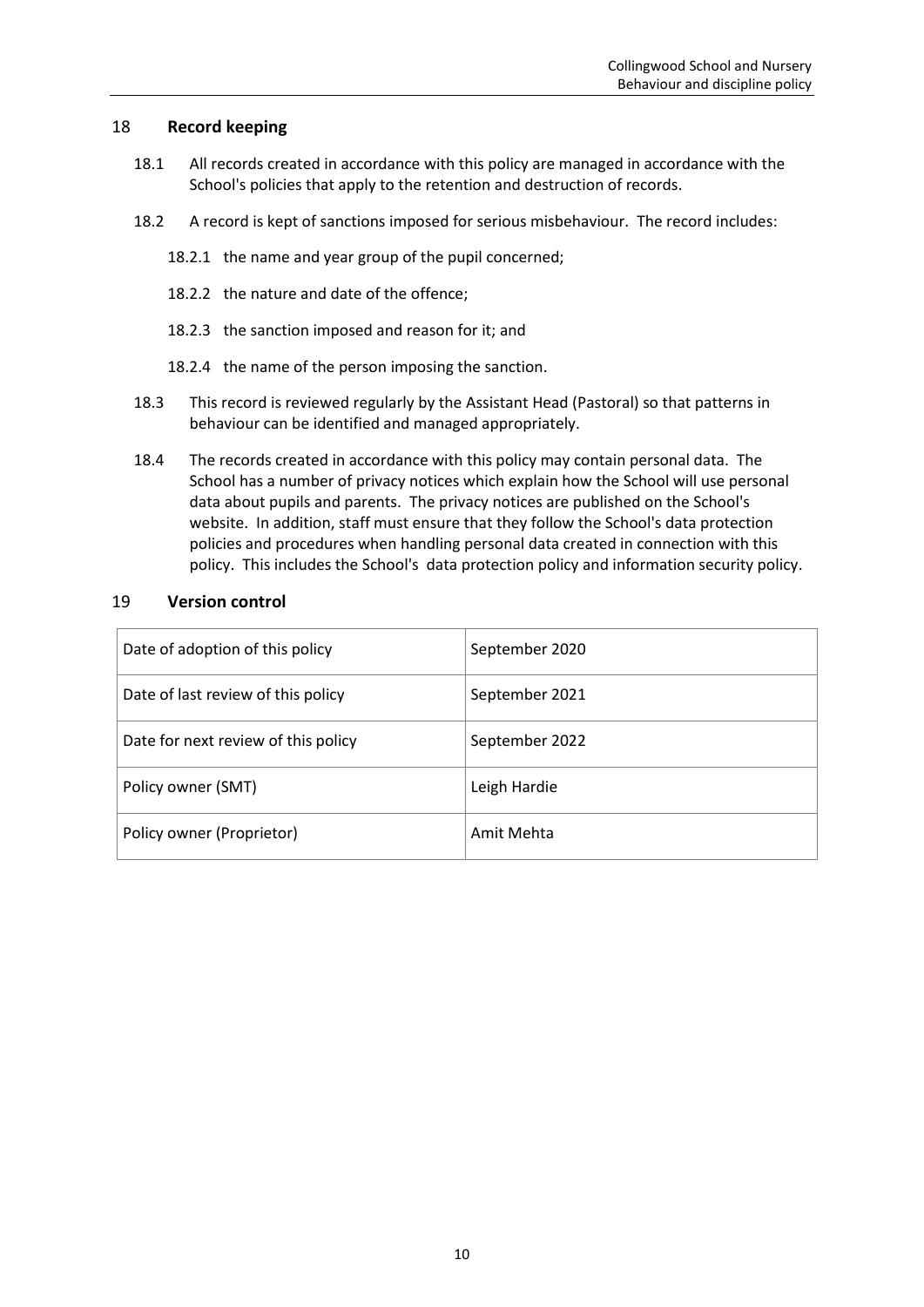## 18 Record keeping

18.1 All records created in accordance with this policy are managed in accordance with the School's policies that apply to the retention and destruction of records.

18.2 A record is kept of sanctions imposed for serious misbehaviour. The record includes:

18.2.1 the name and year group of the pupil concerned;

18.2.2 the nature and date of the offence;

18.2.3 the sanction imposed and reason for it; and

18.2.4 the name of the person imposing the sanction.

18.3 This record is reviewed regularly by the Assistant Head (Pastoral) so that patterns in behaviour can be identified and managed appropriately.

18.4 The records created in accordance with this policy may contain personal data. The School has a number of privacy notices which explain how the School will use personal data about pupils and parents. The privacy notices are published on the School's website. In addition, staff must ensure that they follow the School's data protection policies and procedures when handling personal data created in connection with this policy. This includes the School's data protection policy and information security policy.

## 19 Version control

| | |
|---|---|
| Date of adoption of this policy | September 2020 |
| Date of last review of this policy | September 2021 |
| Date for next review of this policy | September 2022 |
| Policy owner (SMT) | Leigh Hardie |
| Policy owner (Proprietor) | Amit Mehta |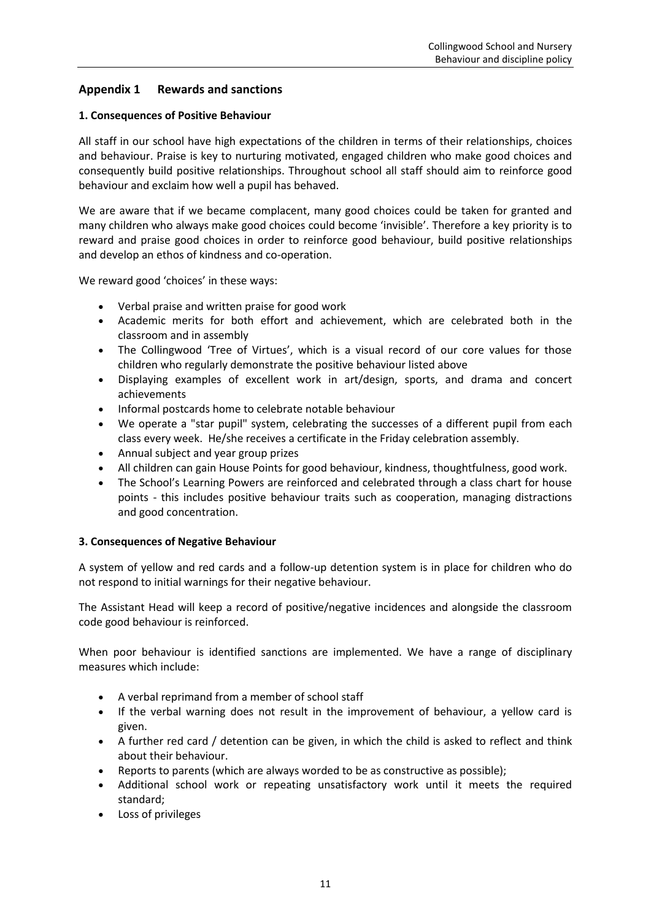## Appendix 1 Rewards and sanctions

### 1. Consequences of Positive Behaviour

All staff in our school have high expectations of the children in terms of their relationships, choices and behaviour. Praise is key to nurturing motivated, engaged children who make good choices and consequently build positive relationships. Throughout school all staff should aim to reinforce good behaviour and exclaim how well a pupil has behaved.

We are aware that if we became complacent, many good choices could be taken for granted and many children who always make good choices could become 'invisible'. Therefore a key priority is to reward and praise good choices in order to reinforce good behaviour, build positive relationships and develop an ethos of kindness and co-operation.

We reward good 'choices' in these ways:

- Verbal praise and written praise for good work
- Academic merits for both effort and achievement, which are celebrated both in the classroom and in assembly
- The Collingwood 'Tree of Virtues', which is a visual record of our core values for those children who regularly demonstrate the positive behaviour listed above
- Displaying examples of excellent work in art/design, sports, and drama and concert achievements
- Informal postcards home to celebrate notable behaviour
- We operate a "star pupil" system, celebrating the successes of a different pupil from each class every week. He/she receives a certificate in the Friday celebration assembly.
- Annual subject and year group prizes
- All children can gain House Points for good behaviour, kindness, thoughtfulness, good work.
- The School's Learning Powers are reinforced and celebrated through a class chart for house points - this includes positive behaviour traits such as cooperation, managing distractions and good concentration.

### 3. Consequences of Negative Behaviour

A system of yellow and red cards and a follow-up detention system is in place for children who do not respond to initial warnings for their negative behaviour.

The Assistant Head will keep a record of positive/negative incidences and alongside the classroom code good behaviour is reinforced.

When poor behaviour is identified sanctions are implemented. We have a range of disciplinary measures which include:

- A verbal reprimand from a member of school staff
- If the verbal warning does not result in the improvement of behaviour, a yellow card is given.
- A further red card / detention can be given, in which the child is asked to reflect and think about their behaviour.
- Reports to parents (which are always worded to be as constructive as possible);
- Additional school work or repeating unsatisfactory work until it meets the required standard;
- Loss of privileges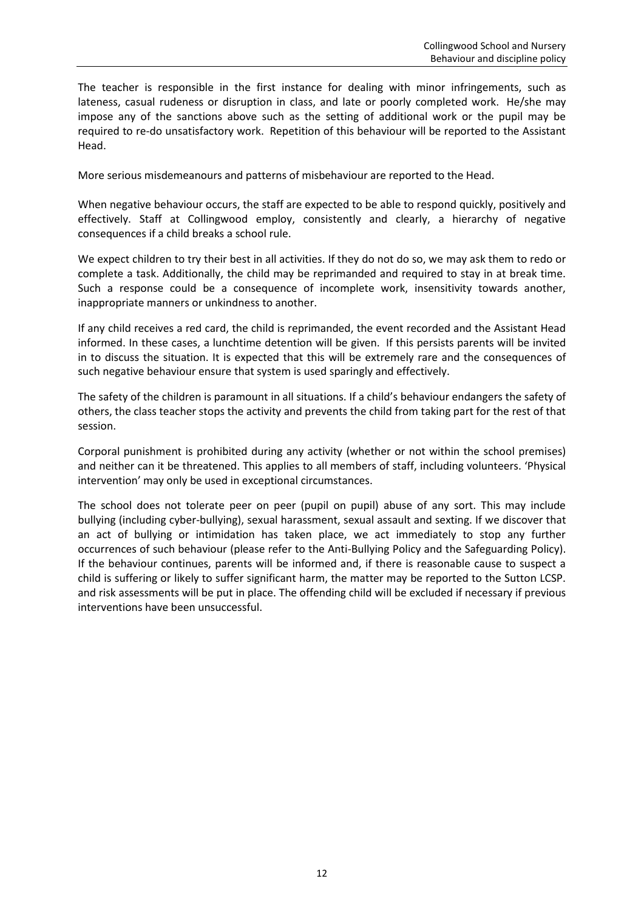The teacher is responsible in the first instance for dealing with minor infringements, such as lateness, casual rudeness or disruption in class, and late or poorly completed work. He/she may impose any of the sanctions above such as the setting of additional work or the pupil may be required to re-do unsatisfactory work. Repetition of this behaviour will be reported to the Assistant Head.

More serious misdemeanours and patterns of misbehaviour are reported to the Head.

When negative behaviour occurs, the staff are expected to be able to respond quickly, positively and effectively. Staff at Collingwood employ, consistently and clearly, a hierarchy of negative consequences if a child breaks a school rule.

We expect children to try their best in all activities. If they do not do so, we may ask them to redo or complete a task. Additionally, the child may be reprimanded and required to stay in at break time. Such a response could be a consequence of incomplete work, insensitivity towards another, inappropriate manners or unkindness to another.

If any child receives a red card, the child is reprimanded, the event recorded and the Assistant Head informed. In these cases, a lunchtime detention will be given. If this persists parents will be invited in to discuss the situation. It is expected that this will be extremely rare and the consequences of such negative behaviour ensure that system is used sparingly and effectively.

The safety of the children is paramount in all situations. If a child's behaviour endangers the safety of others, the class teacher stops the activity and prevents the child from taking part for the rest of that session.

Corporal punishment is prohibited during any activity (whether or not within the school premises) and neither can it be threatened. This applies to all members of staff, including volunteers. 'Physical intervention' may only be used in exceptional circumstances.

The school does not tolerate peer on peer (pupil on pupil) abuse of any sort. This may include bullying (including cyber-bullying), sexual harassment, sexual assault and sexting. If we discover that an act of bullying or intimidation has taken place, we act immediately to stop any further occurrences of such behaviour (please refer to the Anti-Bullying Policy and the Safeguarding Policy). If the behaviour continues, parents will be informed and, if there is reasonable cause to suspect a child is suffering or likely to suffer significant harm, the matter may be reported to the Sutton LCSP. and risk assessments will be put in place. The offending child will be excluded if necessary if previous interventions have been unsuccessful.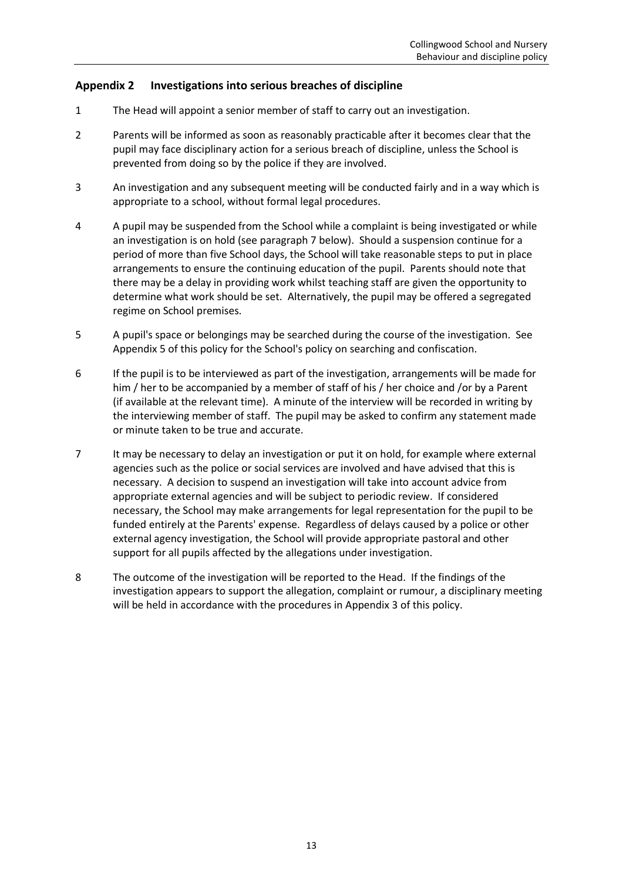## Appendix 2 Investigations into serious breaches of discipline

1. The Head will appoint a senior member of staff to carry out an investigation.

2. Parents will be informed as soon as reasonably practicable after it becomes clear that the pupil may face disciplinary action for a serious breach of discipline, unless the School is prevented from doing so by the police if they are involved.

3. An investigation and any subsequent meeting will be conducted fairly and in a way which is appropriate to a school, without formal legal procedures.

4. A pupil may be suspended from the School while a complaint is being investigated or while an investigation is on hold (see paragraph 7 below). Should a suspension continue for a period of more than five School days, the School will take reasonable steps to put in place arrangements to ensure the continuing education of the pupil. Parents should note that there may be a delay in providing work whilst teaching staff are given the opportunity to determine what work should be set. Alternatively, the pupil may be offered a segregated regime on School premises.

5. A pupil's space or belongings may be searched during the course of the investigation. See Appendix 5 of this policy for the School's policy on searching and confiscation.

6. If the pupil is to be interviewed as part of the investigation, arrangements will be made for him / her to be accompanied by a member of staff of his / her choice and /or by a Parent (if available at the relevant time). A minute of the interview will be recorded in writing by the interviewing member of staff. The pupil may be asked to confirm any statement made or minute taken to be true and accurate.

7. It may be necessary to delay an investigation or put it on hold, for example where external agencies such as the police or social services are involved and have advised that this is necessary. A decision to suspend an investigation will take into account advice from appropriate external agencies and will be subject to periodic review. If considered necessary, the School may make arrangements for legal representation for the pupil to be funded entirely at the Parents' expense. Regardless of delays caused by a police or other external agency investigation, the School will provide appropriate pastoral and other support for all pupils affected by the allegations under investigation.

8. The outcome of the investigation will be reported to the Head. If the findings of the investigation appears to support the allegation, complaint or rumour, a disciplinary meeting will be held in accordance with the procedures in Appendix 3 of this policy.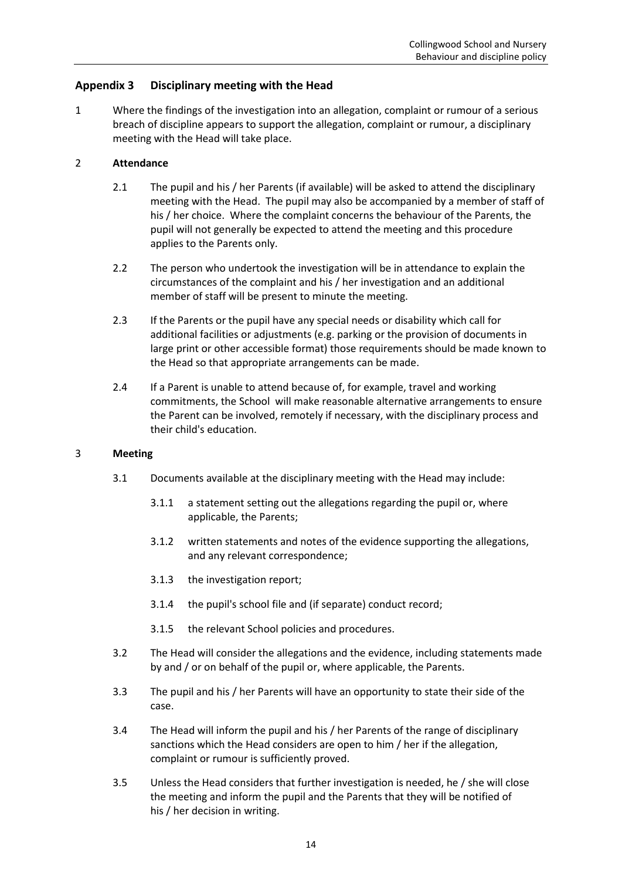## Appendix 3 Disciplinary meeting with the Head

1 Where the findings of the investigation into an allegation, complaint or rumour of a serious breach of discipline appears to support the allegation, complaint or rumour, a disciplinary meeting with the Head will take place.

2 **Attendance**

2.1 The pupil and his / her Parents (if available) will be asked to attend the disciplinary meeting with the Head. The pupil may also be accompanied by a member of staff of his / her choice. Where the complaint concerns the behaviour of the Parents, the pupil will not generally be expected to attend the meeting and this procedure applies to the Parents only.

2.2 The person who undertook the investigation will be in attendance to explain the circumstances of the complaint and his / her investigation and an additional member of staff will be present to minute the meeting.

2.3 If the Parents or the pupil have any special needs or disability which call for additional facilities or adjustments (e.g. parking or the provision of documents in large print or other accessible format) those requirements should be made known to the Head so that appropriate arrangements can be made.

2.4 If a Parent is unable to attend because of, for example, travel and working commitments, the School will make reasonable alternative arrangements to ensure the Parent can be involved, remotely if necessary, with the disciplinary process and their child's education.

3 **Meeting**

3.1 Documents available at the disciplinary meeting with the Head may include:

3.1.1 a statement setting out the allegations regarding the pupil or, where applicable, the Parents;

3.1.2 written statements and notes of the evidence supporting the allegations, and any relevant correspondence;

3.1.3 the investigation report;

3.1.4 the pupil's school file and (if separate) conduct record;

3.1.5 the relevant School policies and procedures.

3.2 The Head will consider the allegations and the evidence, including statements made by and / or on behalf of the pupil or, where applicable, the Parents.

3.3 The pupil and his / her Parents will have an opportunity to state their side of the case.

3.4 The Head will inform the pupil and his / her Parents of the range of disciplinary sanctions which the Head considers are open to him / her if the allegation, complaint or rumour is sufficiently proved.

3.5 Unless the Head considers that further investigation is needed, he / she will close the meeting and inform the pupil and the Parents that they will be notified of his / her decision in writing.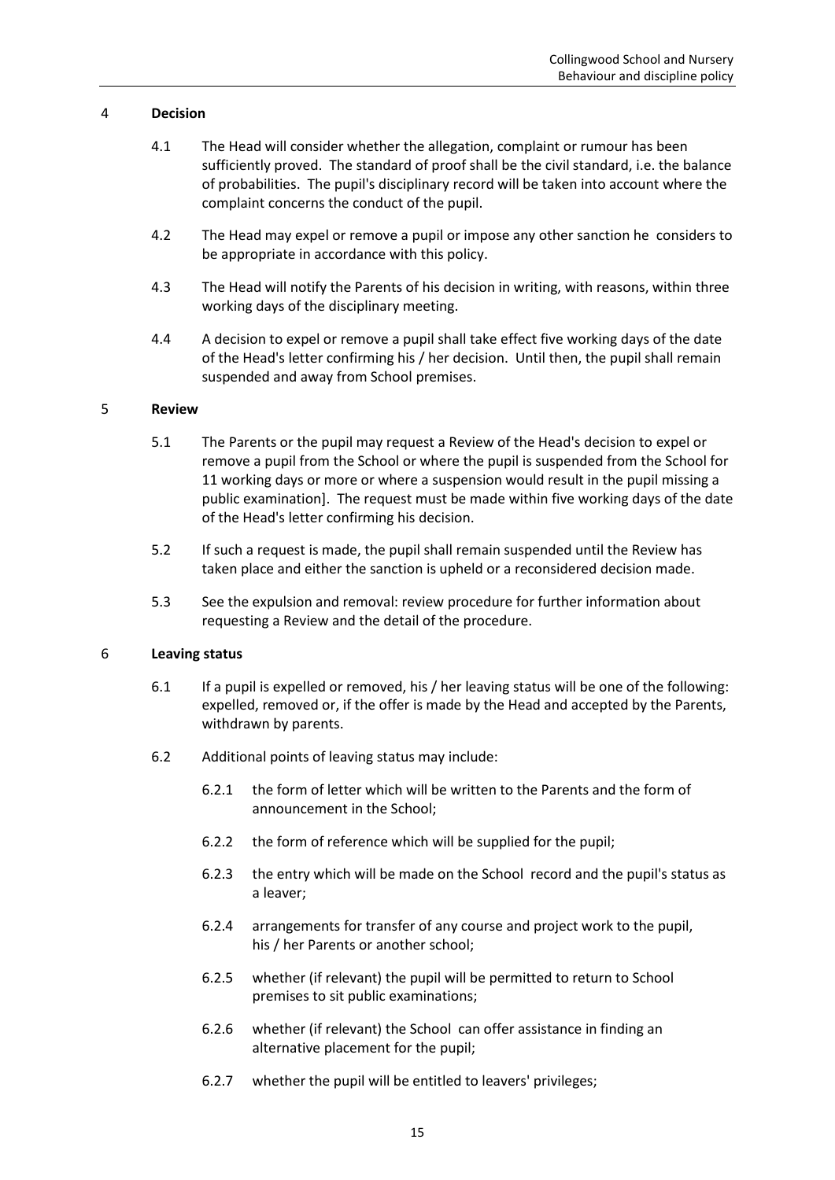## 4 Decision

4.1 The Head will consider whether the allegation, complaint or rumour has been sufficiently proved. The standard of proof shall be the civil standard, i.e. the balance of probabilities. The pupil's disciplinary record will be taken into account where the complaint concerns the conduct of the pupil.

4.2 The Head may expel or remove a pupil or impose any other sanction he considers to be appropriate in accordance with this policy.

4.3 The Head will notify the Parents of his decision in writing, with reasons, within three working days of the disciplinary meeting.

4.4 A decision to expel or remove a pupil shall take effect five working days of the date of the Head's letter confirming his / her decision. Until then, the pupil shall remain suspended and away from School premises.

## 5 Review

5.1 The Parents or the pupil may request a Review of the Head's decision to expel or remove a pupil from the School or where the pupil is suspended from the School for 11 working days or more or where a suspension would result in the pupil missing a public examination]. The request must be made within five working days of the date of the Head's letter confirming his decision.

5.2 If such a request is made, the pupil shall remain suspended until the Review has taken place and either the sanction is upheld or a reconsidered decision made.

5.3 See the expulsion and removal: review procedure for further information about requesting a Review and the detail of the procedure.

## 6 Leaving status

6.1 If a pupil is expelled or removed, his / her leaving status will be one of the following: expelled, removed or, if the offer is made by the Head and accepted by the Parents, withdrawn by parents.

6.2 Additional points of leaving status may include:

6.2.1 the form of letter which will be written to the Parents and the form of announcement in the School;

6.2.2 the form of reference which will be supplied for the pupil;

6.2.3 the entry which will be made on the School record and the pupil's status as a leaver;

6.2.4 arrangements for transfer of any course and project work to the pupil, his / her Parents or another school;

6.2.5 whether (if relevant) the pupil will be permitted to return to School premises to sit public examinations;

6.2.6 whether (if relevant) the School can offer assistance in finding an alternative placement for the pupil;

6.2.7 whether the pupil will be entitled to leavers' privileges;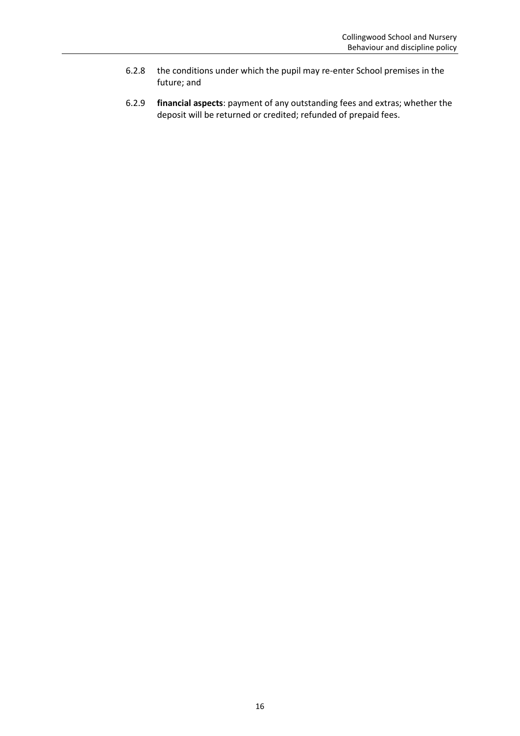6.2.8 the conditions under which the pupil may re-enter School premises in the future; and

6.2.9 **financial aspects**: payment of any outstanding fees and extras; whether the deposit will be returned or credited; refunded of prepaid fees.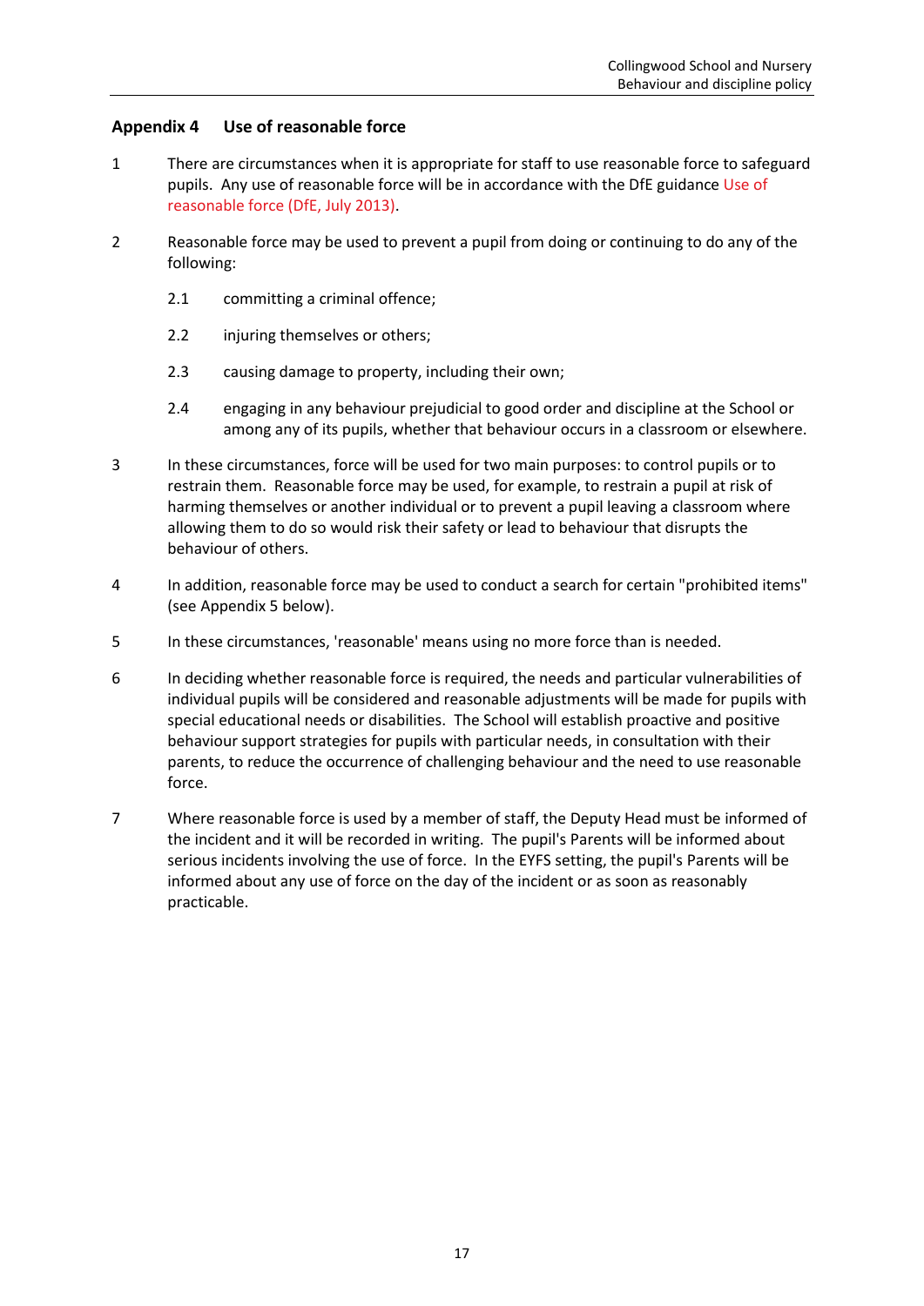## Appendix 4 Use of reasonable force

1 There are circumstances when it is appropriate for staff to use reasonable force to safeguard pupils. Any use of reasonable force will be in accordance with the DfE guidance Use of reasonable force (DfE, July 2013).

2 Reasonable force may be used to prevent a pupil from doing or continuing to do any of the following:

   2.1 committing a criminal offence;

   2.2 injuring themselves or others;

   2.3 causing damage to property, including their own;

   2.4 engaging in any behaviour prejudicial to good order and discipline at the School or among any of its pupils, whether that behaviour occurs in a classroom or elsewhere.

3 In these circumstances, force will be used for two main purposes: to control pupils or to restrain them. Reasonable force may be used, for example, to restrain a pupil at risk of harming themselves or another individual or to prevent a pupil leaving a classroom where allowing them to do so would risk their safety or lead to behaviour that disrupts the behaviour of others.

4 In addition, reasonable force may be used to conduct a search for certain "prohibited items" (see Appendix 5 below).

5 In these circumstances, 'reasonable' means using no more force than is needed.

6 In deciding whether reasonable force is required, the needs and particular vulnerabilities of individual pupils will be considered and reasonable adjustments will be made for pupils with special educational needs or disabilities. The School will establish proactive and positive behaviour support strategies for pupils with particular needs, in consultation with their parents, to reduce the occurrence of challenging behaviour and the need to use reasonable force.

7 Where reasonable force is used by a member of staff, the Deputy Head must be informed of the incident and it will be recorded in writing. The pupil's Parents will be informed about serious incidents involving the use of force. In the EYFS setting, the pupil's Parents will be informed about any use of force on the day of the incident or as soon as reasonably practicable.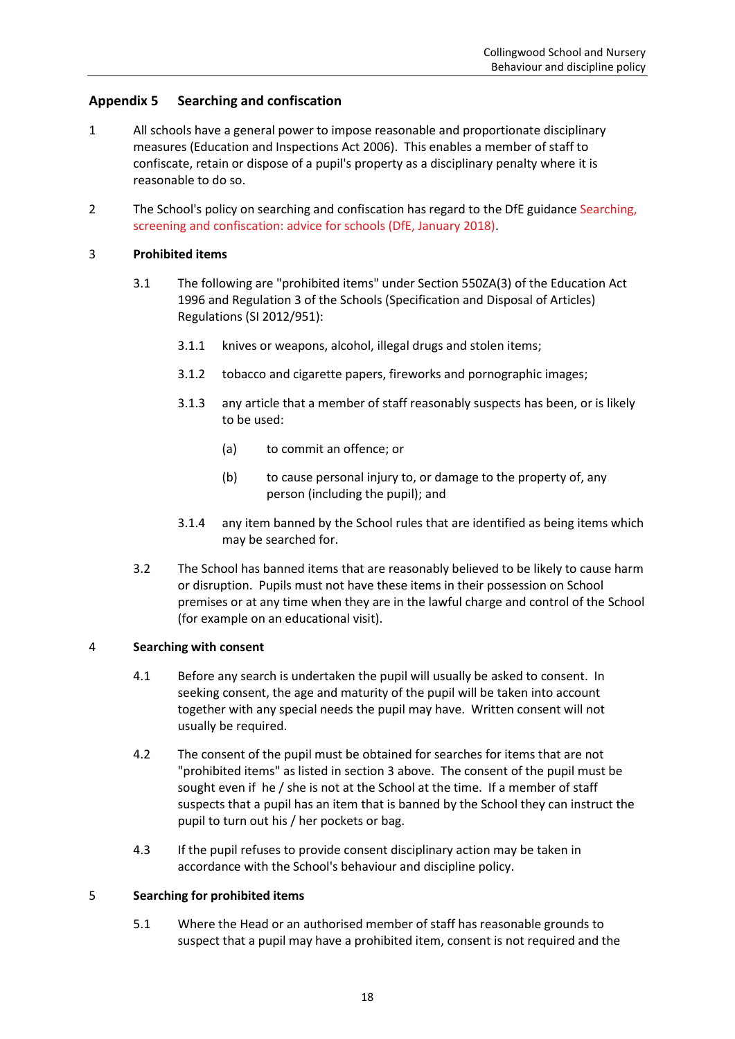## Appendix 5 Searching and confiscation

1 All schools have a general power to impose reasonable and proportionate disciplinary measures (Education and Inspections Act 2006). This enables a member of staff to confiscate, retain or dispose of a pupil's property as a disciplinary penalty where it is reasonable to do so.

2 The School's policy on searching and confiscation has regard to the DfE guidance Searching, screening and confiscation: advice for schools (DfE, January 2018).

3 **Prohibited items**

3.1 The following are "prohibited items" under Section 550ZA(3) of the Education Act 1996 and Regulation 3 of the Schools (Specification and Disposal of Articles) Regulations (SI 2012/951):

3.1.1 knives or weapons, alcohol, illegal drugs and stolen items;

3.1.2 tobacco and cigarette papers, fireworks and pornographic images;

3.1.3 any article that a member of staff reasonably suspects has been, or is likely to be used:

(a) to commit an offence; or

(b) to cause personal injury to, or damage to the property of, any person (including the pupil); and

3.1.4 any item banned by the School rules that are identified as being items which may be searched for.

3.2 The School has banned items that are reasonably believed to be likely to cause harm or disruption. Pupils must not have these items in their possession on School premises or at any time when they are in the lawful charge and control of the School (for example on an educational visit).

4 **Searching with consent**

4.1 Before any search is undertaken the pupil will usually be asked to consent. In seeking consent, the age and maturity of the pupil will be taken into account together with any special needs the pupil may have. Written consent will not usually be required.

4.2 The consent of the pupil must be obtained for searches for items that are not "prohibited items" as listed in section 3 above. The consent of the pupil must be sought even if he / she is not at the School at the time. If a member of staff suspects that a pupil has an item that is banned by the School they can instruct the pupil to turn out his / her pockets or bag.

4.3 If the pupil refuses to provide consent disciplinary action may be taken in accordance with the School's behaviour and discipline policy.

5 **Searching for prohibited items**

5.1 Where the Head or an authorised member of staff has reasonable grounds to suspect that a pupil may have a prohibited item, consent is not required and the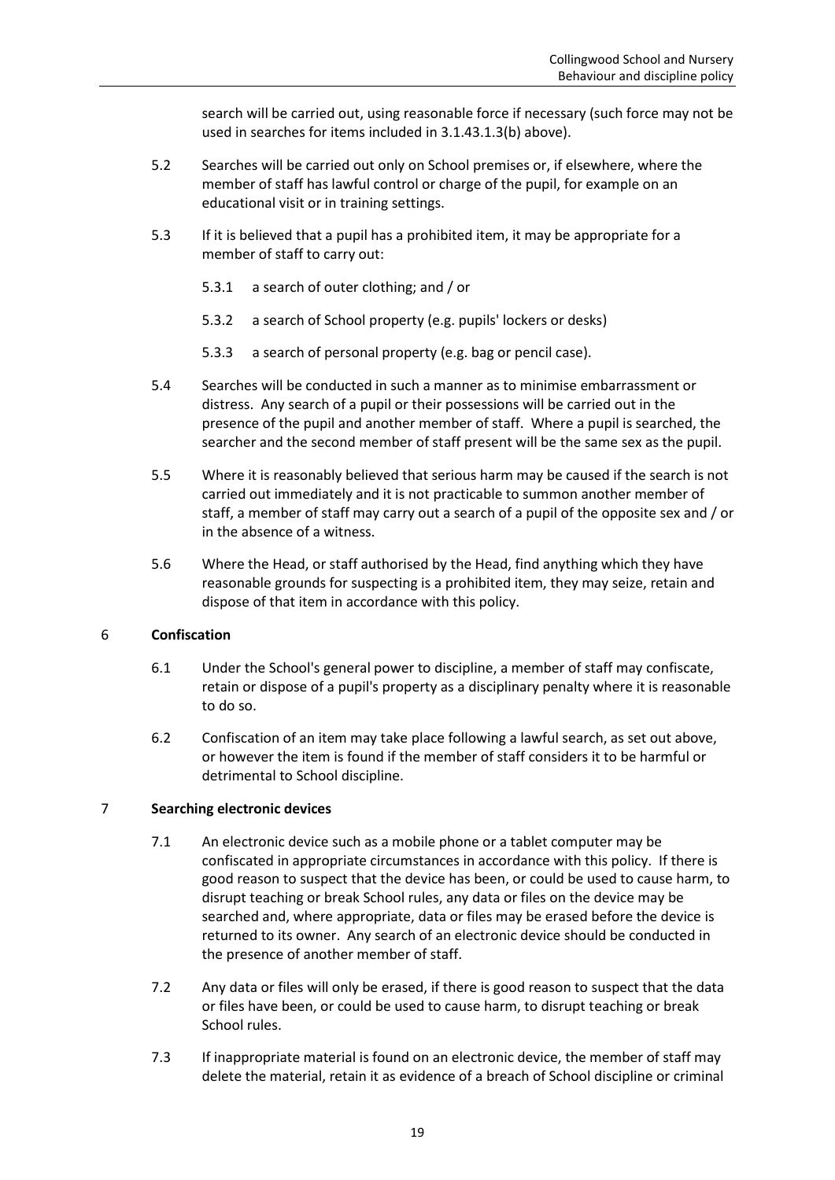search will be carried out, using reasonable force if necessary (such force may not be used in searches for items included in 3.1.43.1.3(b) above).

5.2 Searches will be carried out only on School premises or, if elsewhere, where the member of staff has lawful control or charge of the pupil, for example on an educational visit or in training settings.

5.3 If it is believed that a pupil has a prohibited item, it may be appropriate for a member of staff to carry out:

5.3.1 a search of outer clothing; and / or

5.3.2 a search of School property (e.g. pupils' lockers or desks)

5.3.3 a search of personal property (e.g. bag or pencil case).

5.4 Searches will be conducted in such a manner as to minimise embarrassment or distress. Any search of a pupil or their possessions will be carried out in the presence of the pupil and another member of staff. Where a pupil is searched, the searcher and the second member of staff present will be the same sex as the pupil.

5.5 Where it is reasonably believed that serious harm may be caused if the search is not carried out immediately and it is not practicable to summon another member of staff, a member of staff may carry out a search of a pupil of the opposite sex and / or in the absence of a witness.

5.6 Where the Head, or staff authorised by the Head, find anything which they have reasonable grounds for suspecting is a prohibited item, they may seize, retain and dispose of that item in accordance with this policy.

## 6 Confiscation

6.1 Under the School's general power to discipline, a member of staff may confiscate, retain or dispose of a pupil's property as a disciplinary penalty where it is reasonable to do so.

6.2 Confiscation of an item may take place following a lawful search, as set out above, or however the item is found if the member of staff considers it to be harmful or detrimental to School discipline.

## 7 Searching electronic devices

7.1 An electronic device such as a mobile phone or a tablet computer may be confiscated in appropriate circumstances in accordance with this policy. If there is good reason to suspect that the device has been, or could be used to cause harm, to disrupt teaching or break School rules, any data or files on the device may be searched and, where appropriate, data or files may be erased before the device is returned to its owner. Any search of an electronic device should be conducted in the presence of another member of staff.

7.2 Any data or files will only be erased, if there is good reason to suspect that the data or files have been, or could be used to cause harm, to disrupt teaching or break School rules.

7.3 If inappropriate material is found on an electronic device, the member of staff may delete the material, retain it as evidence of a breach of School discipline or criminal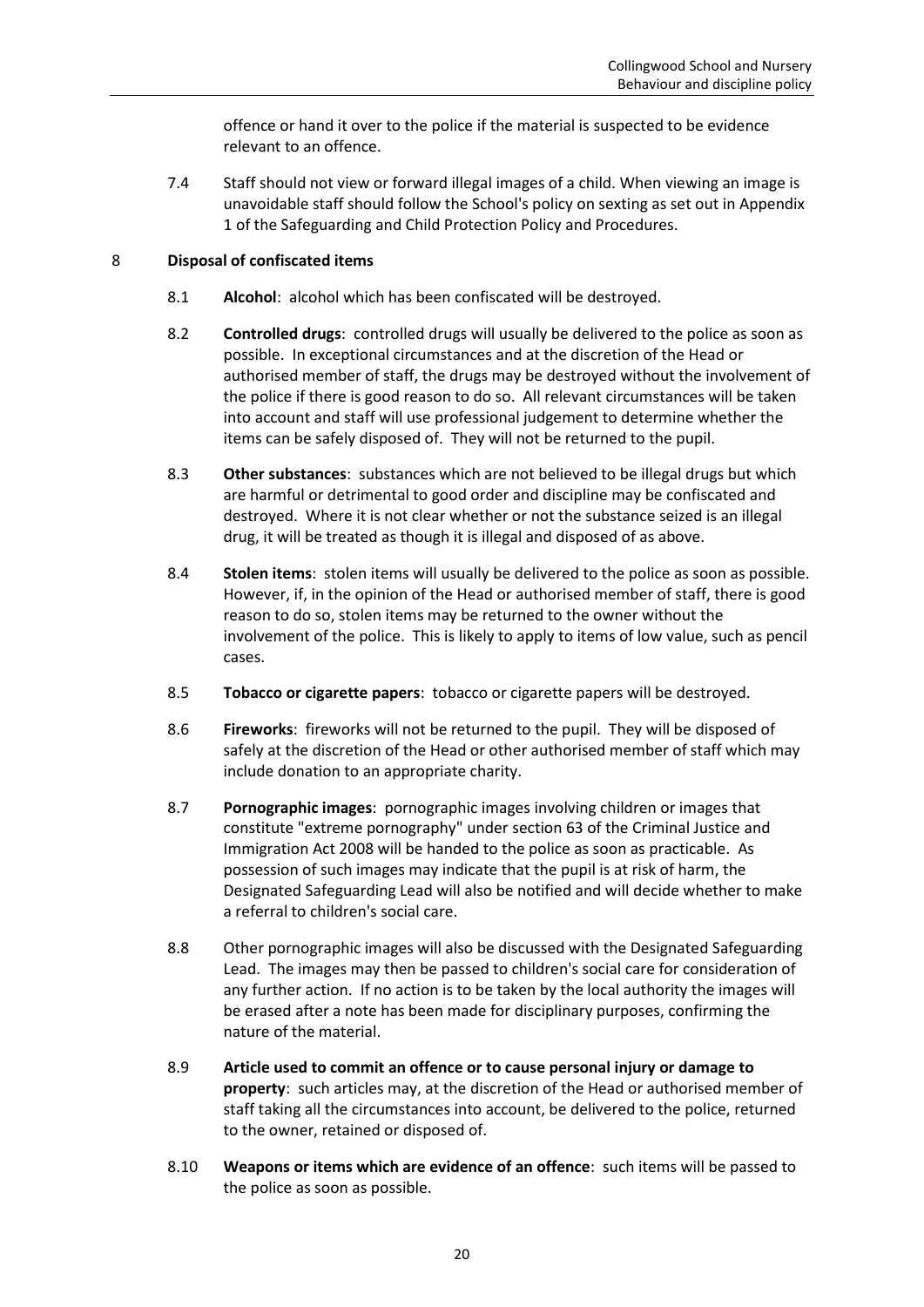offence or hand it over to the police if the material is suspected to be evidence relevant to an offence.

7.4 Staff should not view or forward illegal images of a child. When viewing an image is unavoidable staff should follow the School's policy on sexting as set out in Appendix 1 of the Safeguarding and Child Protection Policy and Procedures.

## 8 Disposal of confiscated items

8.1 **Alcohol**: alcohol which has been confiscated will be destroyed.

8.2 **Controlled drugs**: controlled drugs will usually be delivered to the police as soon as possible. In exceptional circumstances and at the discretion of the Head or authorised member of staff, the drugs may be destroyed without the involvement of the police if there is good reason to do so. All relevant circumstances will be taken into account and staff will use professional judgement to determine whether the items can be safely disposed of. They will not be returned to the pupil.

8.3 **Other substances**: substances which are not believed to be illegal drugs but which are harmful or detrimental to good order and discipline may be confiscated and destroyed. Where it is not clear whether or not the substance seized is an illegal drug, it will be treated as though it is illegal and disposed of as above.

8.4 **Stolen items**: stolen items will usually be delivered to the police as soon as possible. However, if, in the opinion of the Head or authorised member of staff, there is good reason to do so, stolen items may be returned to the owner without the involvement of the police. This is likely to apply to items of low value, such as pencil cases.

8.5 **Tobacco or cigarette papers**: tobacco or cigarette papers will be destroyed.

8.6 **Fireworks**: fireworks will not be returned to the pupil. They will be disposed of safely at the discretion of the Head or other authorised member of staff which may include donation to an appropriate charity.

8.7 **Pornographic images**: pornographic images involving children or images that constitute "extreme pornography" under section 63 of the Criminal Justice and Immigration Act 2008 will be handed to the police as soon as practicable. As possession of such images may indicate that the pupil is at risk of harm, the Designated Safeguarding Lead will also be notified and will decide whether to make a referral to children's social care.

8.8 Other pornographic images will also be discussed with the Designated Safeguarding Lead. The images may then be passed to children's social care for consideration of any further action. If no action is to be taken by the local authority the images will be erased after a note has been made for disciplinary purposes, confirming the nature of the material.

8.9 **Article used to commit an offence or to cause personal injury or damage to property**: such articles may, at the discretion of the Head or authorised member of staff taking all the circumstances into account, be delivered to the police, returned to the owner, retained or disposed of.

8.10 **Weapons or items which are evidence of an offence**: such items will be passed to the police as soon as possible.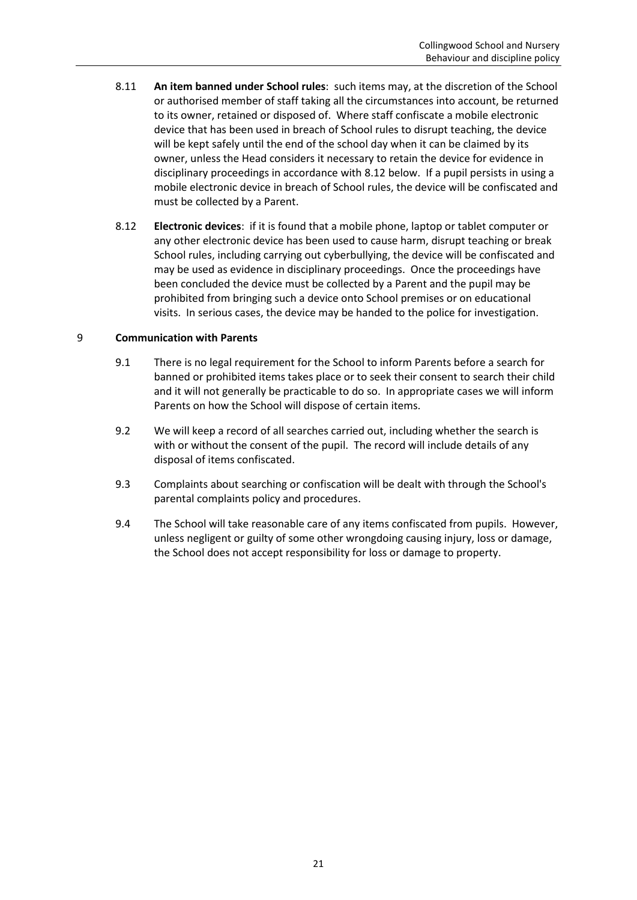8.11 **An item banned under School rules**: such items may, at the discretion of the School or authorised member of staff taking all the circumstances into account, be returned to its owner, retained or disposed of. Where staff confiscate a mobile electronic device that has been used in breach of School rules to disrupt teaching, the device will be kept safely until the end of the school day when it can be claimed by its owner, unless the Head considers it necessary to retain the device for evidence in disciplinary proceedings in accordance with 8.12 below. If a pupil persists in using a mobile electronic device in breach of School rules, the device will be confiscated and must be collected by a Parent.

8.12 **Electronic devices**: if it is found that a mobile phone, laptop or tablet computer or any other electronic device has been used to cause harm, disrupt teaching or break School rules, including carrying out cyberbullying, the device will be confiscated and may be used as evidence in disciplinary proceedings. Once the proceedings have been concluded the device must be collected by a Parent and the pupil may be prohibited from bringing such a device onto School premises or on educational visits. In serious cases, the device may be handed to the police for investigation.

## 9 Communication with Parents

9.1 There is no legal requirement for the School to inform Parents before a search for banned or prohibited items takes place or to seek their consent to search their child and it will not generally be practicable to do so. In appropriate cases we will inform Parents on how the School will dispose of certain items.

9.2 We will keep a record of all searches carried out, including whether the search is with or without the consent of the pupil. The record will include details of any disposal of items confiscated.

9.3 Complaints about searching or confiscation will be dealt with through the School's parental complaints policy and procedures.

9.4 The School will take reasonable care of any items confiscated from pupils. However, unless negligent or guilty of some other wrongdoing causing injury, loss or damage, the School does not accept responsibility for loss or damage to property.